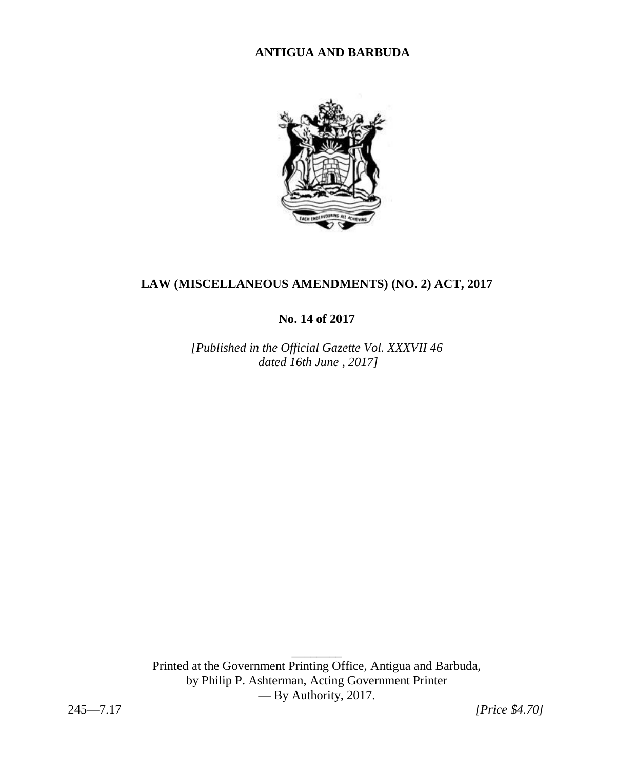**ANTIGUA AND BARBUDA**

# LAW (MISCELLANEOUS AMENDMENTS) (NO. 2) ACT, 2017

**No. 14 of 2017**

*[Published in the Official Gazette Vol. XXXVII 46 dated 16th June , 2017]*

Printed at the Government Printing Office, Antigua and Barbuda, by Philip P. Ashterman, Acting Government Printer — By Authority, 2017.

245—7.17 *[Price $4.70]*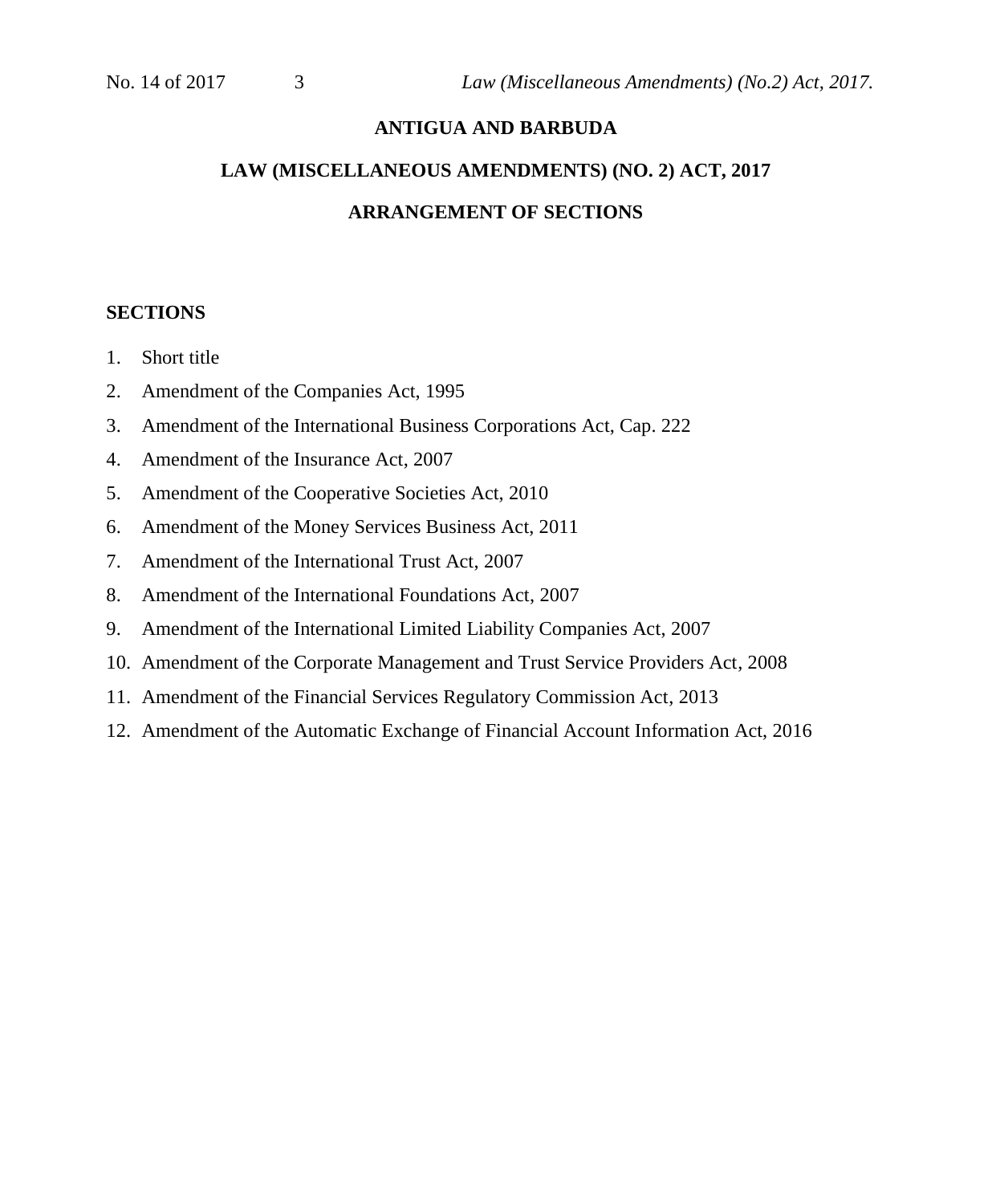# ANTIGUA AND BARBUDA

## LAW (MISCELLANEOUS AMENDMENTS) (NO. 2) ACT, 2017

## ARRANGEMENT OF SECTIONS

**SECTIONS**

1. Short title
2. Amendment of the Companies Act, 1995
3. Amendment of the International Business Corporations Act, Cap. 222
4. Amendment of the Insurance Act, 2007
5. Amendment of the Cooperative Societies Act, 2010
6. Amendment of the Money Services Business Act, 2011
7. Amendment of the International Trust Act, 2007
8. Amendment of the International Foundations Act, 2007
9. Amendment of the International Limited Liability Companies Act, 2007
10. Amendment of the Corporate Management and Trust Service Providers Act, 2008
11. Amendment of the Financial Services Regulatory Commission Act, 2013
12. Amendment of the Automatic Exchange of Financial Account Information Act, 2016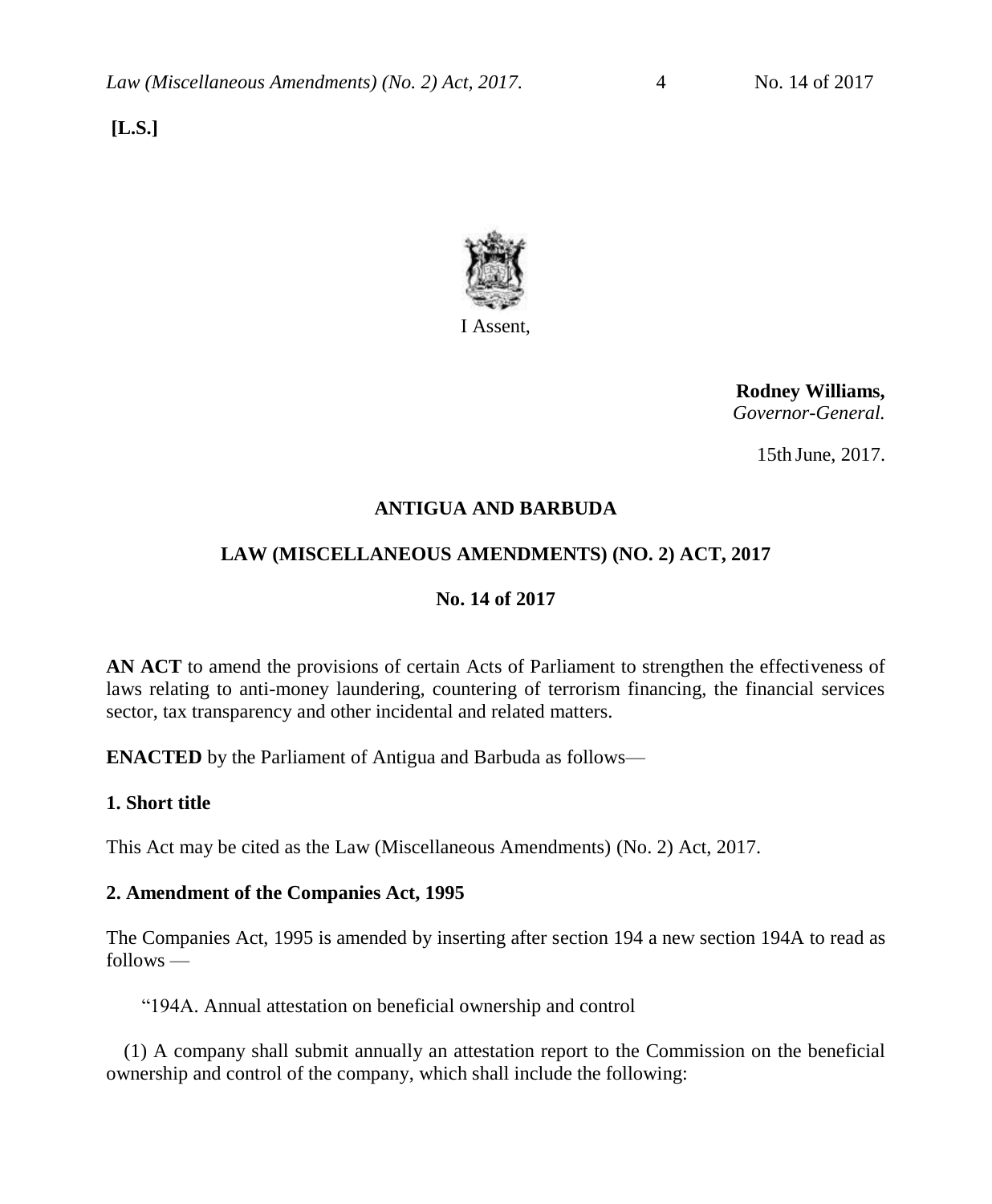**[L.S.]**

I Assent,

**Rodney Williams,**
*Governor-General.*

15th June, 2017.

**ANTIGUA AND BARBUDA**

**LAW (MISCELLANEOUS AMENDMENTS) (NO. 2) ACT, 2017**

**No. 14 of 2017**

**AN ACT** to amend the provisions of certain Acts of Parliament to strengthen the effectiveness of laws relating to anti-money laundering, countering of terrorism financing, the financial services sector, tax transparency and other incidental and related matters.

**ENACTED** by the Parliament of Antigua and Barbuda as follows—

### 1. Short title

This Act may be cited as the Law (Miscellaneous Amendments) (No. 2) Act, 2017.

### 2. Amendment of the Companies Act, 1995

The Companies Act, 1995 is amended by inserting after section 194 a new section 194A to read as follows —

"194A. Annual attestation on beneficial ownership and control

(1) A company shall submit annually an attestation report to the Commission on the beneficial ownership and control of the company, which shall include the following: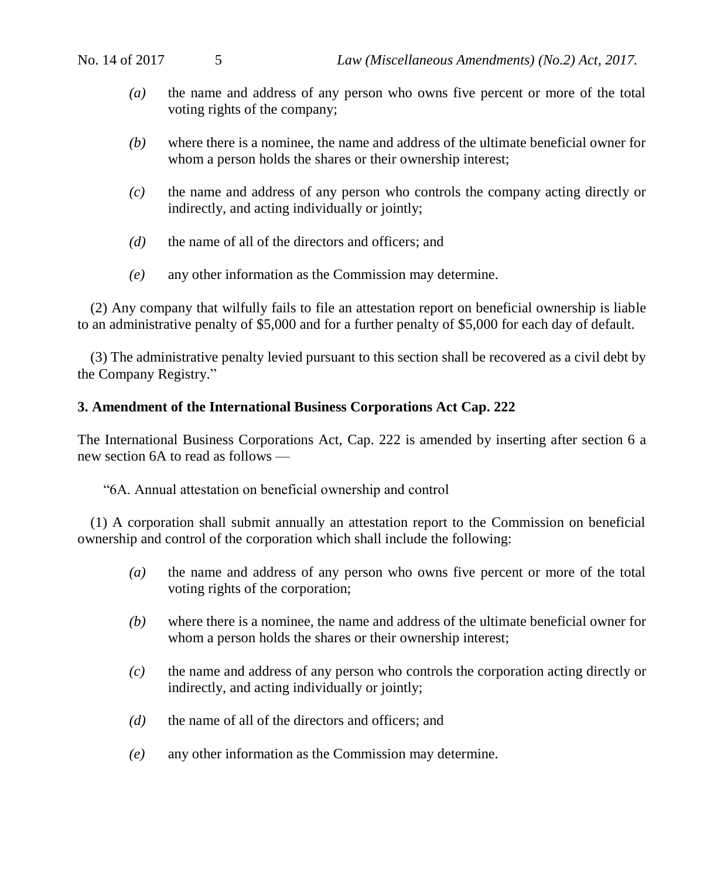*(a)* the name and address of any person who owns five percent or more of the total voting rights of the company;

*(b)* where there is a nominee, the name and address of the ultimate beneficial owner for whom a person holds the shares or their ownership interest;

*(c)* the name and address of any person who controls the company acting directly or indirectly, and acting individually or jointly;

*(d)* the name of all of the directors and officers; and

*(e)* any other information as the Commission may determine.

(2) Any company that wilfully fails to file an attestation report on beneficial ownership is liable to an administrative penalty of $5,000 and for a further penalty of $5,000 for each day of default.

(3) The administrative penalty levied pursuant to this section shall be recovered as a civil debt by the Company Registry."

**3. Amendment of the International Business Corporations Act Cap. 222**

The International Business Corporations Act, Cap. 222 is amended by inserting after section 6 a new section 6A to read as follows —

"6A. Annual attestation on beneficial ownership and control

(1) A corporation shall submit annually an attestation report to the Commission on beneficial ownership and control of the corporation which shall include the following:

*(a)* the name and address of any person who owns five percent or more of the total voting rights of the corporation;

*(b)* where there is a nominee, the name and address of the ultimate beneficial owner for whom a person holds the shares or their ownership interest;

*(c)* the name and address of any person who controls the corporation acting directly or indirectly, and acting individually or jointly;

*(d)* the name of all of the directors and officers; and

*(e)* any other information as the Commission may determine.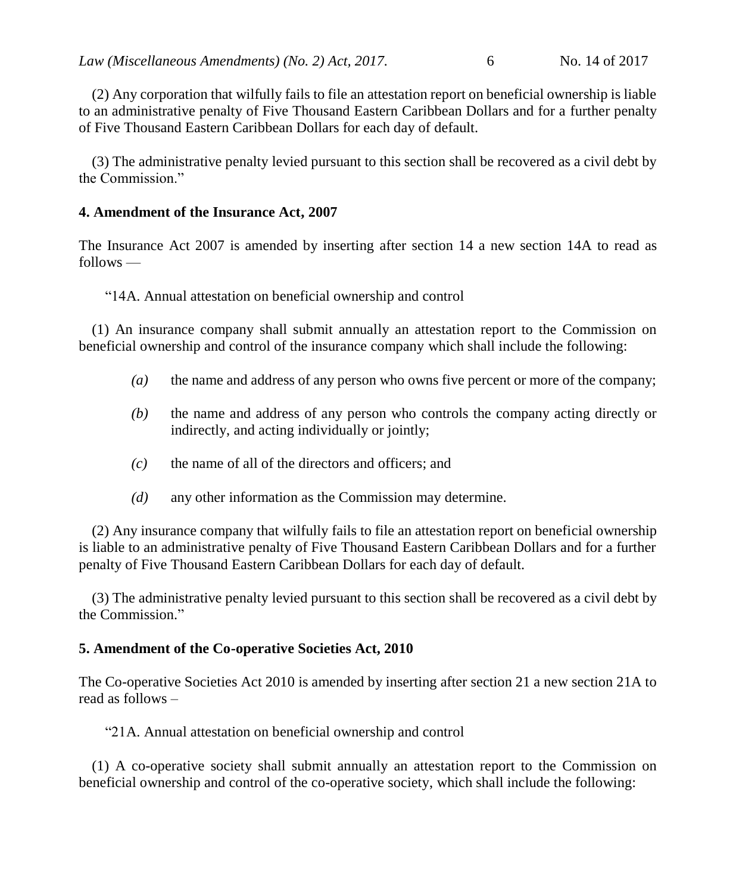(2) Any corporation that wilfully fails to file an attestation report on beneficial ownership is liable to an administrative penalty of Five Thousand Eastern Caribbean Dollars and for a further penalty of Five Thousand Eastern Caribbean Dollars for each day of default.

(3) The administrative penalty levied pursuant to this section shall be recovered as a civil debt by the Commission."

**4. Amendment of the Insurance Act, 2007**

The Insurance Act 2007 is amended by inserting after section 14 a new section 14A to read as follows —

"14A. Annual attestation on beneficial ownership and control

(1) An insurance company shall submit annually an attestation report to the Commission on beneficial ownership and control of the insurance company which shall include the following:

- *(a)* the name and address of any person who owns five percent or more of the company;
- *(b)* the name and address of any person who controls the company acting directly or indirectly, and acting individually or jointly;
- *(c)* the name of all of the directors and officers; and
- *(d)* any other information as the Commission may determine.

(2) Any insurance company that wilfully fails to file an attestation report on beneficial ownership is liable to an administrative penalty of Five Thousand Eastern Caribbean Dollars and for a further penalty of Five Thousand Eastern Caribbean Dollars for each day of default.

(3) The administrative penalty levied pursuant to this section shall be recovered as a civil debt by the Commission."

**5. Amendment of the Co-operative Societies Act, 2010**

The Co-operative Societies Act 2010 is amended by inserting after section 21 a new section 21A to read as follows –

"21A. Annual attestation on beneficial ownership and control

(1) A co-operative society shall submit annually an attestation report to the Commission on beneficial ownership and control of the co-operative society, which shall include the following: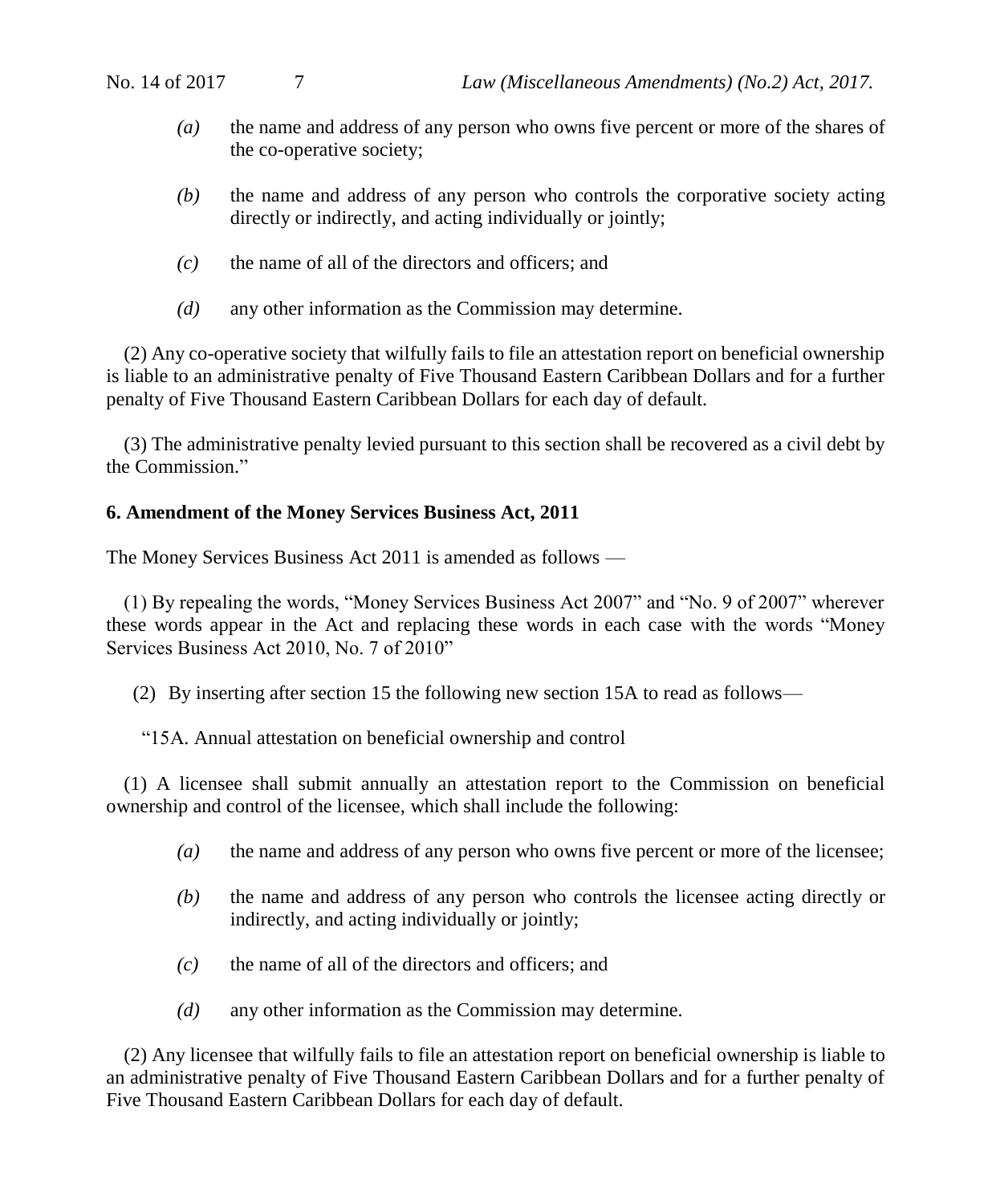*(a)* the name and address of any person who owns five percent or more of the shares of the co-operative society;

*(b)* the name and address of any person who controls the corporative society acting directly or indirectly, and acting individually or jointly;

*(c)* the name of all of the directors and officers; and

*(d)* any other information as the Commission may determine.

(2) Any co-operative society that wilfully fails to file an attestation report on beneficial ownership is liable to an administrative penalty of Five Thousand Eastern Caribbean Dollars and for a further penalty of Five Thousand Eastern Caribbean Dollars for each day of default.

(3) The administrative penalty levied pursuant to this section shall be recovered as a civil debt by the Commission."

**6. Amendment of the Money Services Business Act, 2011**

The Money Services Business Act 2011 is amended as follows —

(1) By repealing the words, "Money Services Business Act 2007" and "No. 9 of 2007" wherever these words appear in the Act and replacing these words in each case with the words "Money Services Business Act 2010, No. 7 of 2010"

(2) By inserting after section 15 the following new section 15A to read as follows—

"15A. Annual attestation on beneficial ownership and control

(1) A licensee shall submit annually an attestation report to the Commission on beneficial ownership and control of the licensee, which shall include the following:

*(a)* the name and address of any person who owns five percent or more of the licensee;

*(b)* the name and address of any person who controls the licensee acting directly or indirectly, and acting individually or jointly;

*(c)* the name of all of the directors and officers; and

*(d)* any other information as the Commission may determine.

(2) Any licensee that wilfully fails to file an attestation report on beneficial ownership is liable to an administrative penalty of Five Thousand Eastern Caribbean Dollars and for a further penalty of Five Thousand Eastern Caribbean Dollars for each day of default.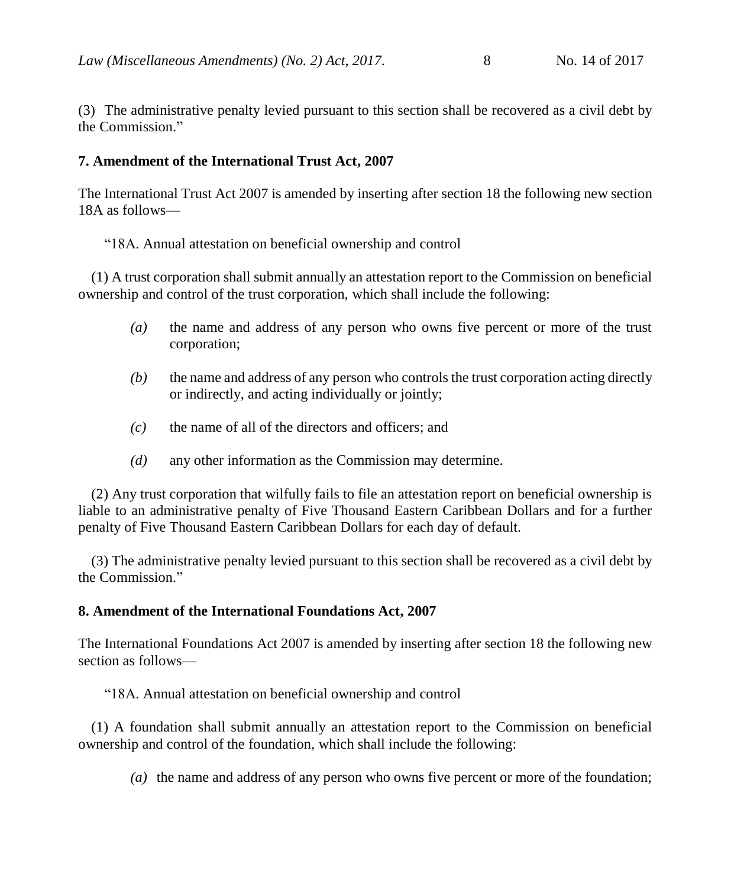(3) The administrative penalty levied pursuant to this section shall be recovered as a civil debt by the Commission."

**7. Amendment of the International Trust Act, 2007**

The International Trust Act 2007 is amended by inserting after section 18 the following new section 18A as follows—

"18A. Annual attestation on beneficial ownership and control

(1) A trust corporation shall submit annually an attestation report to the Commission on beneficial ownership and control of the trust corporation, which shall include the following:

*(a)* the name and address of any person who owns five percent or more of the trust corporation;

*(b)* the name and address of any person who controls the trust corporation acting directly or indirectly, and acting individually or jointly;

*(c)* the name of all of the directors and officers; and

*(d)* any other information as the Commission may determine.

(2) Any trust corporation that wilfully fails to file an attestation report on beneficial ownership is liable to an administrative penalty of Five Thousand Eastern Caribbean Dollars and for a further penalty of Five Thousand Eastern Caribbean Dollars for each day of default.

(3) The administrative penalty levied pursuant to this section shall be recovered as a civil debt by the Commission."

**8. Amendment of the International Foundations Act, 2007**

The International Foundations Act 2007 is amended by inserting after section 18 the following new section as follows—

"18A. Annual attestation on beneficial ownership and control

(1) A foundation shall submit annually an attestation report to the Commission on beneficial ownership and control of the foundation, which shall include the following:

*(a)* the name and address of any person who owns five percent or more of the foundation;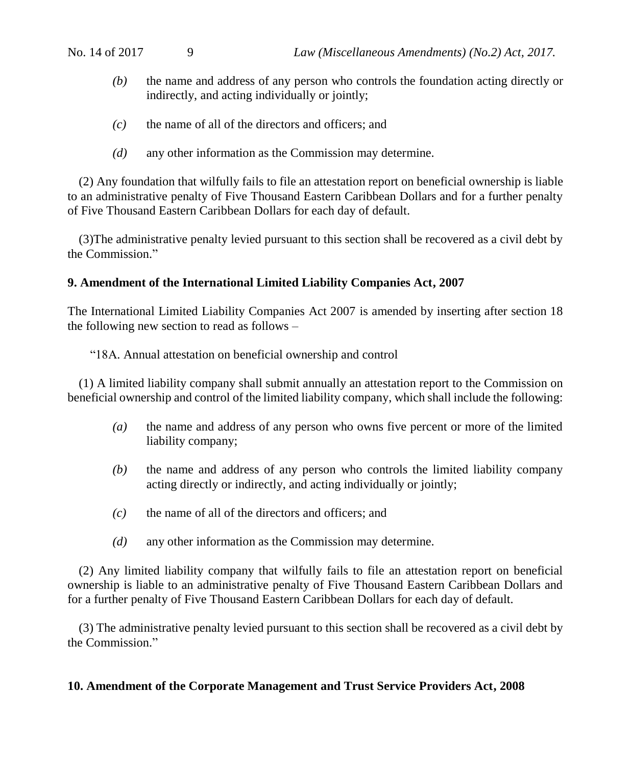*(b)* the name and address of any person who controls the foundation acting directly or indirectly, and acting individually or jointly;

*(c)* the name of all of the directors and officers; and

*(d)* any other information as the Commission may determine.

(2) Any foundation that wilfully fails to file an attestation report on beneficial ownership is liable to an administrative penalty of Five Thousand Eastern Caribbean Dollars and for a further penalty of Five Thousand Eastern Caribbean Dollars for each day of default.

(3)The administrative penalty levied pursuant to this section shall be recovered as a civil debt by the Commission."

**9. Amendment of the International Limited Liability Companies Act, 2007**

The International Limited Liability Companies Act 2007 is amended by inserting after section 18 the following new section to read as follows –

"18A. Annual attestation on beneficial ownership and control

(1) A limited liability company shall submit annually an attestation report to the Commission on beneficial ownership and control of the limited liability company, which shall include the following:

*(a)* the name and address of any person who owns five percent or more of the limited liability company;

*(b)* the name and address of any person who controls the limited liability company acting directly or indirectly, and acting individually or jointly;

*(c)* the name of all of the directors and officers; and

*(d)* any other information as the Commission may determine.

(2) Any limited liability company that wilfully fails to file an attestation report on beneficial ownership is liable to an administrative penalty of Five Thousand Eastern Caribbean Dollars and for a further penalty of Five Thousand Eastern Caribbean Dollars for each day of default.

(3) The administrative penalty levied pursuant to this section shall be recovered as a civil debt by the Commission."

**10. Amendment of the Corporate Management and Trust Service Providers Act, 2008**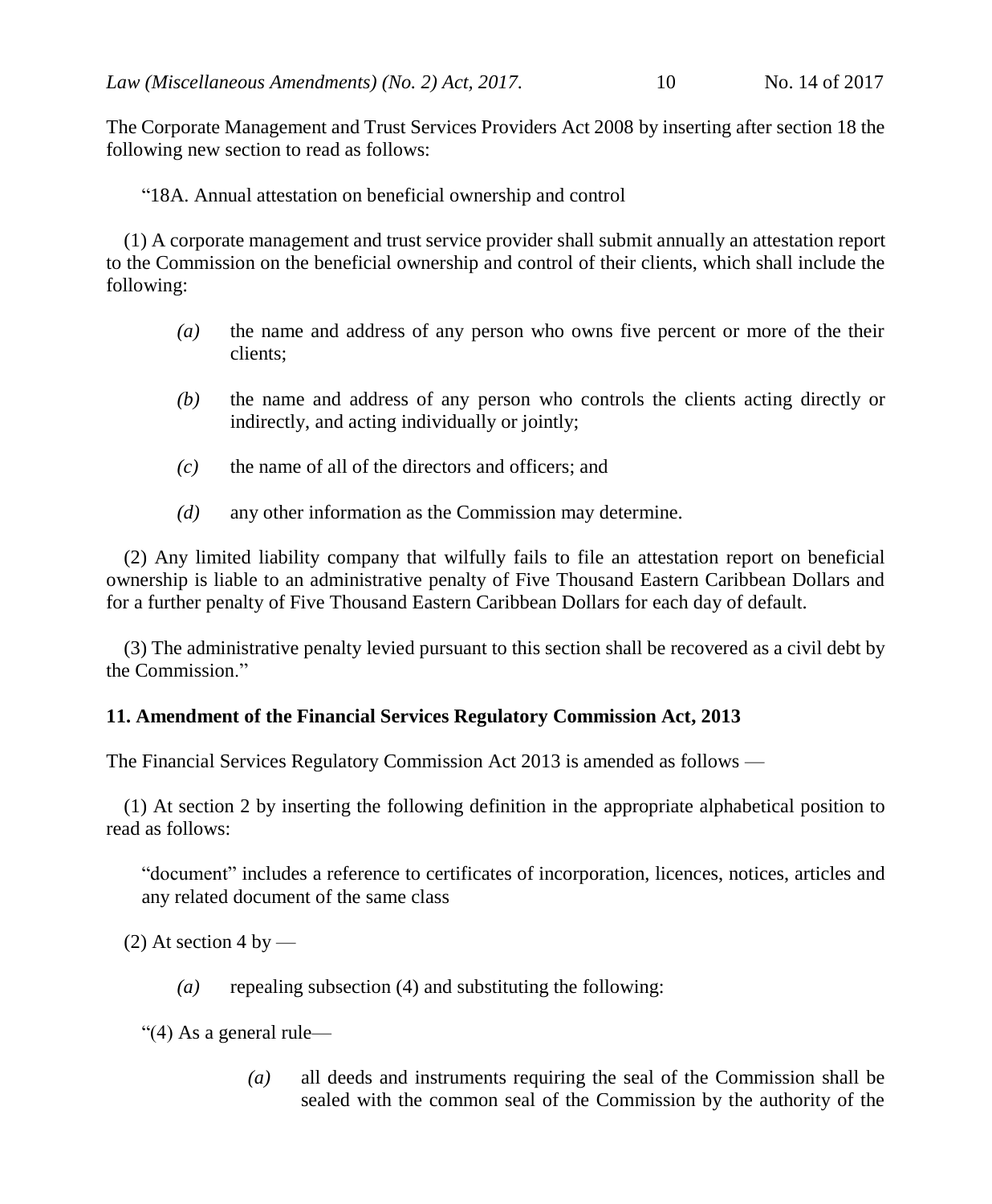The Corporate Management and Trust Services Providers Act 2008 by inserting after section 18 the following new section to read as follows:

"18A. Annual attestation on beneficial ownership and control

(1) A corporate management and trust service provider shall submit annually an attestation report to the Commission on the beneficial ownership and control of their clients, which shall include the following:

*(a)* the name and address of any person who owns five percent or more of the their clients;

*(b)* the name and address of any person who controls the clients acting directly or indirectly, and acting individually or jointly;

*(c)* the name of all of the directors and officers; and

*(d)* any other information as the Commission may determine.

(2) Any limited liability company that wilfully fails to file an attestation report on beneficial ownership is liable to an administrative penalty of Five Thousand Eastern Caribbean Dollars and for a further penalty of Five Thousand Eastern Caribbean Dollars for each day of default.

(3) The administrative penalty levied pursuant to this section shall be recovered as a civil debt by the Commission."

**11. Amendment of the Financial Services Regulatory Commission Act, 2013**

The Financial Services Regulatory Commission Act 2013 is amended as follows —

(1) At section 2 by inserting the following definition in the appropriate alphabetical position to read as follows:

"document" includes a reference to certificates of incorporation, licences, notices, articles and any related document of the same class

(2) At section 4 by —

*(a)* repealing subsection (4) and substituting the following:

"(4) As a general rule—

*(a)* all deeds and instruments requiring the seal of the Commission shall be sealed with the common seal of the Commission by the authority of the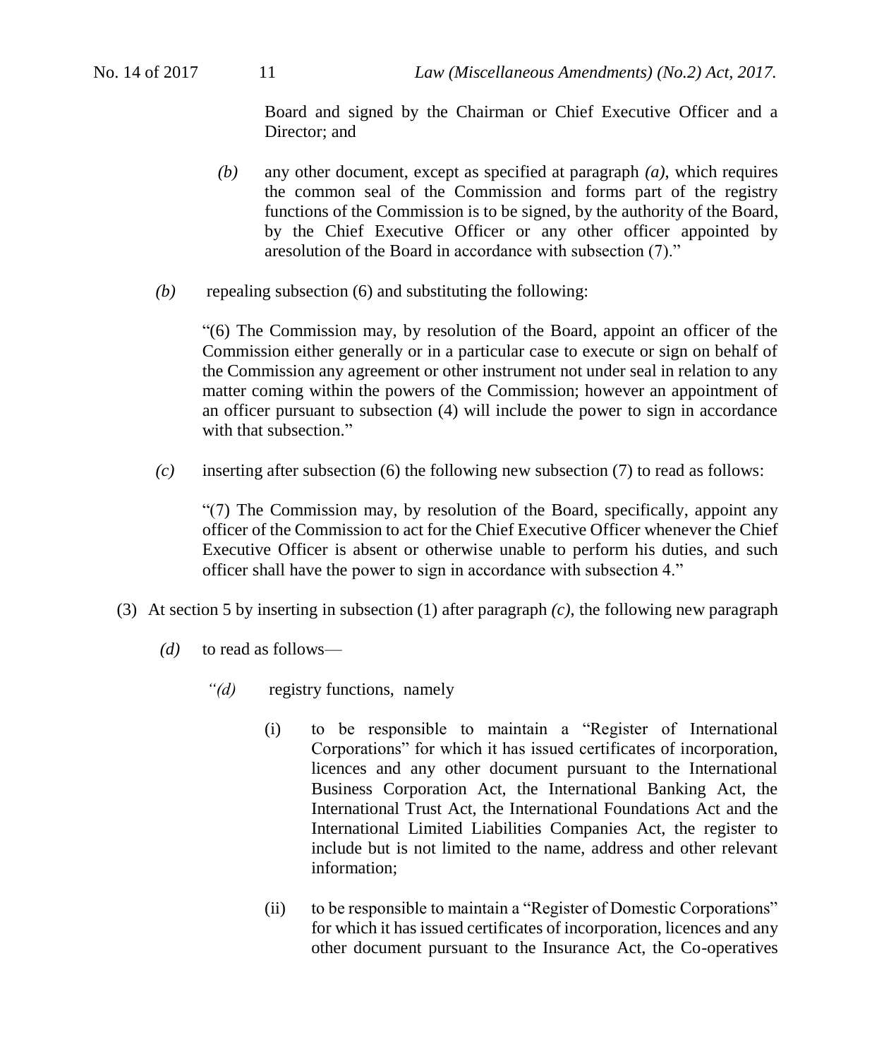Board and signed by the Chairman or Chief Executive Officer and a Director; and

*(b)* any other document, except as specified at paragraph *(a)*, which requires the common seal of the Commission and forms part of the registry functions of the Commission is to be signed, by the authority of the Board, by the Chief Executive Officer or any other officer appointed by aresolution of the Board in accordance with subsection (7)."

*(b)* repealing subsection (6) and substituting the following:

"(6) The Commission may, by resolution of the Board, appoint an officer of the Commission either generally or in a particular case to execute or sign on behalf of the Commission any agreement or other instrument not under seal in relation to any matter coming within the powers of the Commission; however an appointment of an officer pursuant to subsection (4) will include the power to sign in accordance with that subsection."

*(c)* inserting after subsection (6) the following new subsection (7) to read as follows:

"(7) The Commission may, by resolution of the Board, specifically, appoint any officer of the Commission to act for the Chief Executive Officer whenever the Chief Executive Officer is absent or otherwise unable to perform his duties, and such officer shall have the power to sign in accordance with subsection 4."

(3) At section 5 by inserting in subsection (1) after paragraph *(c)*, the following new paragraph

*(d)* to read as follows—

*"(d)* registry functions, namely

(i) to be responsible to maintain a "Register of International Corporations" for which it has issued certificates of incorporation, licences and any other document pursuant to the International Business Corporation Act, the International Banking Act, the International Trust Act, the International Foundations Act and the International Limited Liabilities Companies Act, the register to include but is not limited to the name, address and other relevant information;

(ii) to be responsible to maintain a "Register of Domestic Corporations" for which it has issued certificates of incorporation, licences and any other document pursuant to the Insurance Act, the Co-operatives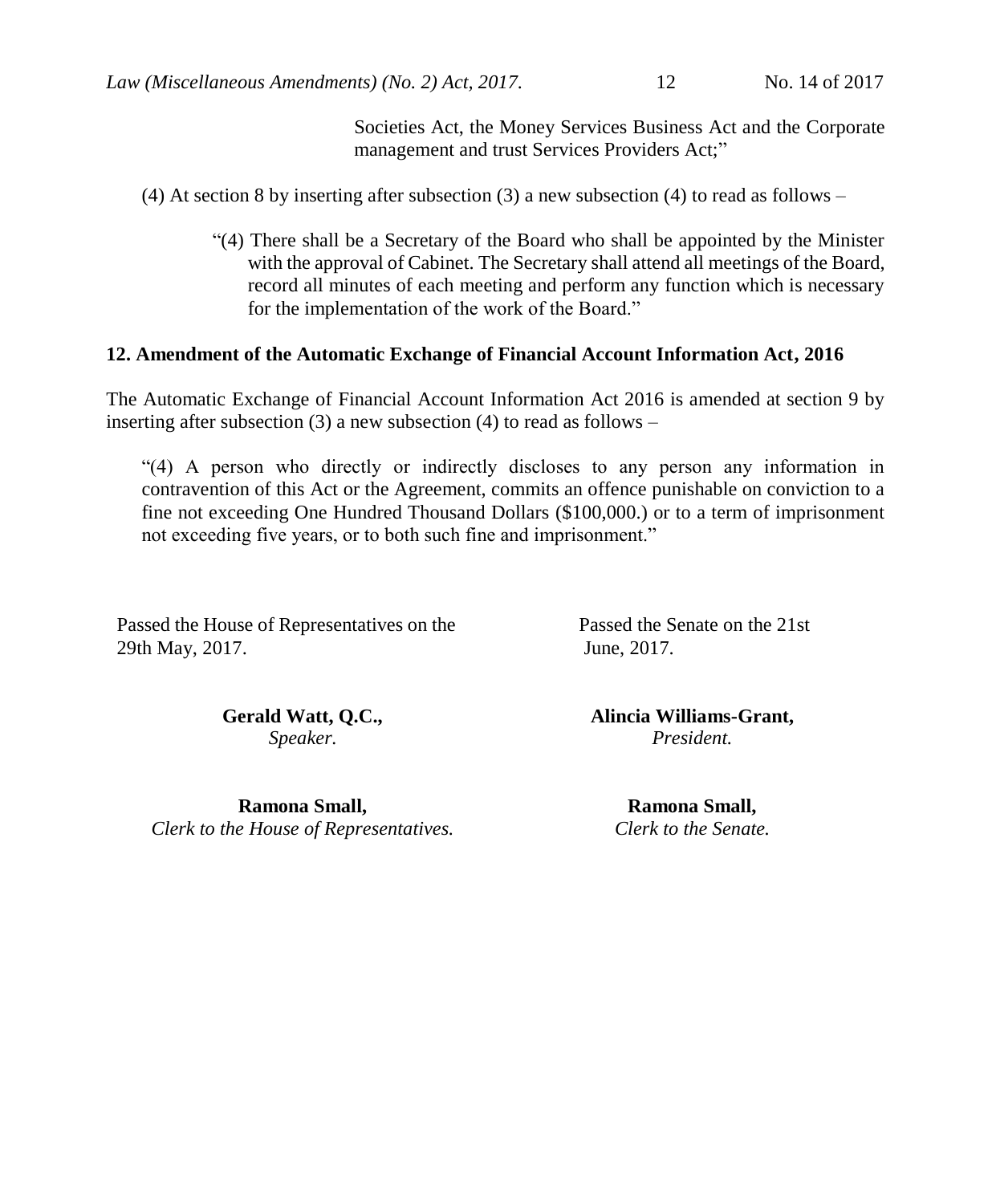Societies Act, the Money Services Business Act and the Corporate management and trust Services Providers Act;"

(4) At section 8 by inserting after subsection (3) a new subsection (4) to read as follows –

> "(4) There shall be a Secretary of the Board who shall be appointed by the Minister with the approval of Cabinet. The Secretary shall attend all meetings of the Board, record all minutes of each meeting and perform any function which is necessary for the implementation of the work of the Board."

**12. Amendment of the Automatic Exchange of Financial Account Information Act, 2016**

The Automatic Exchange of Financial Account Information Act 2016 is amended at section 9 by inserting after subsection (3) a new subsection (4) to read as follows –

> "(4) A person who directly or indirectly discloses to any person any information in contravention of this Act or the Agreement, commits an offence punishable on conviction to a fine not exceeding One Hundred Thousand Dollars ($100,000.) or to a term of imprisonment not exceeding five years, or to both such fine and imprisonment."

Passed the House of Representatives on the 29th May, 2017.

**Gerald Watt, Q.C.,**
*Speaker.*

**Ramona Small,**
*Clerk to the House of Representatives.*

Passed the Senate on the 21st June, 2017.

**Alincia Williams-Grant,**
*President.*

**Ramona Small,**
*Clerk to the Senate.*